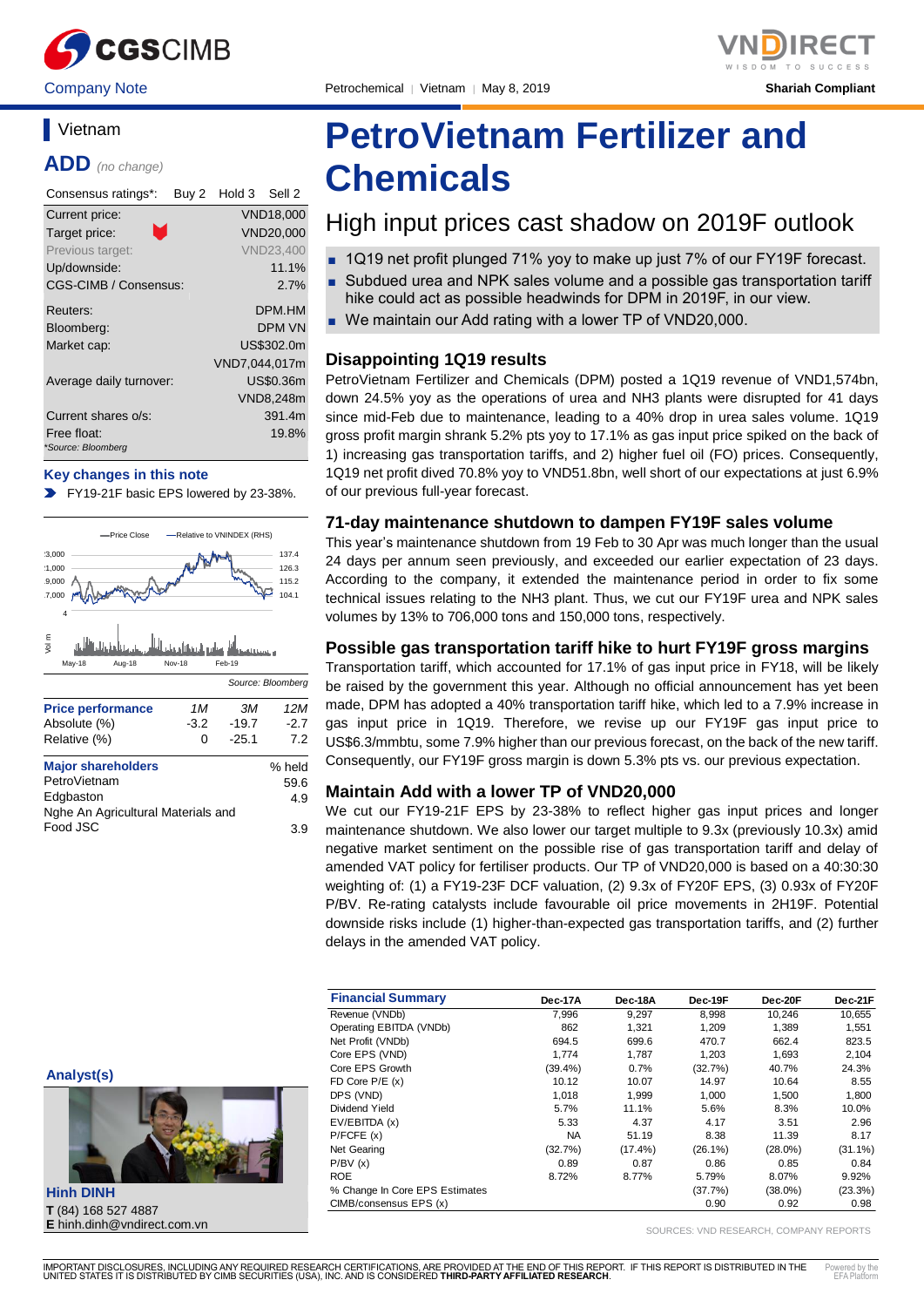Company Note | Petrochemical | Vietnam | May 8, 2019 | Shariah Compliant

## Vietnam

**ADD** *(no change)*

| Consensus ratings*: | Buy 2 | Hold 3 | Sell 2 |
|---|---|---|---|
| Current price: | | | VND18,000 |
| Target price: | | | VND20,000 |
| Previous target: | | | VND23,400 |
| Up/downside: | | | 11.1% |
| CGS-CIMB / Consensus: | | | 2.7% |
| Reuters: | | | DPM.HM |
| Bloomberg: | | | DPM VN |
| Market cap: | | | US$302.0m |
| | | | VND7,044,017m |
| Average daily turnover: | | | US$0.36m |
| | | | VND8,248m |
| Current shares o/s: | | | 391.4m |
| Free float: | | | 19.8% |

*Source: Bloomberg

**Key changes in this note**

- FY19-21F basic EPS lowered by 23-38%.

Source: Bloomberg

| Price performance | 1M | 3M | 12M |
|---|---|---|---|
| Absolute (%) | -3.2 | -19.7 | -2.7 |
| Relative (%) | 0 | -25.1 | 7.2 |

| Major shareholders | % held |
|---|---|
| PetroVietnam | 59.6 |
| Edgbaston | 4.9 |
| Nghe An Agricultural Materials and Food JSC | 3.9 |

**Analyst(s)**

**Hinh DINH**
**T** (84) 168 527 4887
**E** hinh.dinh@vndirect.com.vn

# PetroVietnam Fertilizer and Chemicals

## High input prices cast shadow on 2019F outlook

- 1Q19 net profit plunged 71% yoy to make up just 7% of our FY19F forecast.
- Subdued urea and NPK sales volume and a possible gas transportation tariff hike could act as possible headwinds for DPM in 2019F, in our view.
- We maintain our Add rating with a lower TP of VND20,000.

### Disappointing 1Q19 results

PetroVietnam Fertilizer and Chemicals (DPM) posted a 1Q19 revenue of VND1,574bn, down 24.5% yoy as the operations of urea and NH3 plants were disrupted for 41 days since mid-Feb due to maintenance, leading to a 40% drop in urea sales volume. 1Q19 gross profit margin shrank 5.2% pts yoy to 17.1% as gas input price spiked on the back of 1) increasing gas transportation tariffs, and 2) higher fuel oil (FO) prices. Consequently, 1Q19 net profit dived 70.8% yoy to VND51.8bn, well short of our expectations at just 6.9% of our previous full-year forecast.

### 71-day maintenance shutdown to dampen FY19F sales volume

This year's maintenance shutdown from 19 Feb to 30 Apr was much longer than the usual 24 days per annum seen previously, and exceeded our earlier expectation of 23 days. According to the company, it extended the maintenance period in order to fix some technical issues relating to the NH3 plant. Thus, we cut our FY19F urea and NPK sales volumes by 13% to 706,000 tons and 150,000 tons, respectively.

### Possible gas transportation tariff hike to hurt FY19F gross margins

Transportation tariff, which accounted for 17.1% of gas input price in FY18, will be likely be raised by the government this year. Although no official announcement has yet been made, DPM has adopted a 40% transportation tariff hike, which led to a 7.9% increase in gas input price in 1Q19. Therefore, we revise up our FY19F gas input price to US$6.3/mmbtu, some 7.9% higher than our previous forecast, on the back of the new tariff. Consequently, our FY19F gross margin is down 5.3% pts vs. our previous expectation.

### Maintain Add with a lower TP of VND20,000

We cut our FY19-21F EPS by 23-38% to reflect higher gas input prices and longer maintenance shutdown. We also lower our target multiple to 9.3x (previously 10.3x) amid negative market sentiment on the possible rise of gas transportation tariff and delay of amended VAT policy for fertiliser products. Our TP of VND20,000 is based on a 40:30:30 weighting of: (1) a FY19-23F DCF valuation, (2) 9.3x of FY20F EPS, (3) 0.93x of FY20F P/BV. Re-rating catalysts include favourable oil price movements in 2H19F. Potential downside risks include (1) higher-than-expected gas transportation tariffs, and (2) further delays in the amended VAT policy.

| Financial Summary | Dec-17A | Dec-18A | Dec-19F | Dec-20F | Dec-21F |
|---|---|---|---|---|---|
| Revenue (VNDb) | 7,996 | 9,297 | 8,998 | 10,246 | 10,655 |
| Operating EBITDA (VNDb) | 862 | 1,321 | 1,209 | 1,389 | 1,551 |
| Net Profit (VNDb) | 694.5 | 699.6 | 470.7 | 662.4 | 823.5 |
| Core EPS (VND) | 1,774 | 1,787 | 1,203 | 1,693 | 2,104 |
| Core EPS Growth | (39.4%) | 0.7% | (32.7%) | 40.7% | 24.3% |
| FD Core P/E (x) | 10.12 | 10.07 | 14.97 | 10.64 | 8.55 |
| DPS (VND) | 1,018 | 1,999 | 1,000 | 1,500 | 1,800 |
| Dividend Yield | 5.7% | 11.1% | 5.6% | 8.3% | 10.0% |
| EV/EBITDA (x) | 5.33 | 4.37 | 4.17 | 3.51 | 2.96 |
| P/FCFE (x) | NA | 51.19 | 8.38 | 11.39 | 8.17 |
| Net Gearing | (32.7%) | (17.4%) | (26.1%) | (28.0%) | (31.1%) |
| P/BV (x) | 0.89 | 0.87 | 0.86 | 0.85 | 0.84 |
| ROE | 8.72% | 8.77% | 5.79% | 8.07% | 9.92% |
| % Change In Core EPS Estimates | | | (37.7%) | (38.0%) | (23.3%) |
| CIMB/consensus EPS (x) | | | 0.90 | 0.92 | 0.98 |

SOURCES: VND RESEARCH, COMPANY REPORTS

IMPORTANT DISCLOSURES, INCLUDING ANY REQUIRED RESEARCH CERTIFICATIONS, ARE PROVIDED AT THE END OF THIS REPORT. IF THIS REPORT IS DISTRIBUTED IN THE UNITED STATES IT IS DISTRIBUTED BY CIMB SECURITIES (USA), INC. AND IS CONSIDERED **THIRD-PARTY AFFILIATED RESEARCH**.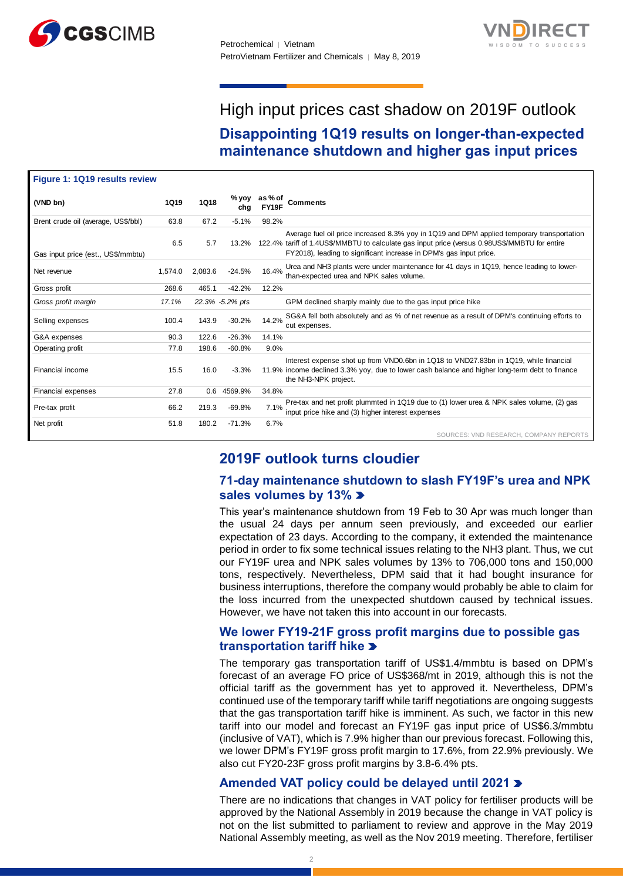# High input prices cast shadow on 2019F outlook

## Disappointing 1Q19 results on longer-than-expected maintenance shutdown and higher gas input prices

**Figure 1: 1Q19 results review**

| (VND bn) | 1Q19 | 1Q18 | % yoy chg | as % of FY19F | Comments |
|---|---|---|---|---|---|
| Brent crude oil (average, US$/bbl) | 63.8 | 67.2 | -5.1% | 98.2% | |
| Gas input price (est., US$/mmbtu) | 6.5 | 5.7 | 13.2% | 122.4% | Average fuel oil price increased 8.3% yoy in 1Q19 and DPM applied temporary transportation tariff of 1.4US$/MMBTU to calculate gas input price (versus 0.98US$/MMBTU for entire FY2018), leading to significant increase in DPM's gas input price. |
| Net revenue | 1,574.0 | 2,083.6 | -24.5% | 16.4% | Urea and NH3 plants were under maintenance for 41 days in 1Q19, hence leading to lower-than-expected urea and NPK sales volume. |
| Gross profit | 268.6 | 465.1 | -42.2% | 12.2% | |
| *Gross profit margin* | *17.1%* | *22.3%* | *-5.2% pts* | | GPM declined sharply mainly due to the gas input price hike |
| Selling expenses | 100.4 | 143.9 | -30.2% | 14.2% | SG&A fell both absolutely and as % of net revenue as a result of DPM's continuing efforts to cut expenses. |
| G&A expenses | 90.3 | 122.6 | -26.3% | 14.1% | |
| Operating profit | 77.8 | 198.6 | -60.8% | 9.0% | |
| Financial income | 15.5 | 16.0 | -3.3% | 11.9% | Interest expense shot up from VND0.6bn in 1Q18 to VND27.83bn in 1Q19, while financial income declined 3.3% yoy, due to lower cash balance and higher long-term debt to finance the NH3-NPK project. |
| Financial expenses | 27.8 | 0.6 | 4569.9% | 34.8% | |
| Pre-tax profit | 66.2 | 219.3 | -69.8% | 7.1% | Pre-tax and net profit plummted in 1Q19 due to (1) lower urea & NPK sales volume, (2) gas input price hike and (3) higher interest expenses |
| Net profit | 51.8 | 180.2 | -71.3% | 6.7% | |

SOURCES: VND RESEARCH, COMPANY REPORTS

## 2019F outlook turns cloudier

### 71-day maintenance shutdown to slash FY19F's urea and NPK sales volumes by 13%

This year's maintenance shutdown from 19 Feb to 30 Apr was much longer than the usual 24 days per annum seen previously, and exceeded our earlier expectation of 23 days. According to the company, it extended the maintenance period in order to fix some technical issues relating to the NH3 plant. Thus, we cut our FY19F urea and NPK sales volumes by 13% to 706,000 tons and 150,000 tons, respectively. Nevertheless, DPM said that it had bought insurance for business interruptions, therefore the company would probably be able to claim for the loss incurred from the unexpected shutdown caused by technical issues. However, we have not taken this into account in our forecasts.

### We lower FY19-21F gross profit margins due to possible gas transportation tariff hike

The temporary gas transportation tariff of US$1.4/mmbtu is based on DPM's forecast of an average FO price of US$368/mt in 2019, although this is not the official tariff as the government has yet to approved it. Nevertheless, DPM's continued use of the temporary tariff while tariff negotiations are ongoing suggests that the gas transportation tariff hike is imminent. As such, we factor in this new tariff into our model and forecast an FY19F gas input price of US$6.3/mmbtu (inclusive of VAT), which is 7.9% higher than our previous forecast. Following this, we lower DPM's FY19F gross profit margin to 17.6%, from 22.9% previously. We also cut FY20-23F gross profit margins by 3.8-6.4% pts.

### Amended VAT policy could be delayed until 2021

There are no indications that changes in VAT policy for fertiliser products will be approved by the National Assembly in 2019 because the change in VAT policy is not on the list submitted to parliament to review and approve in the May 2019 National Assembly meeting, as well as the Nov 2019 meeting. Therefore, fertiliser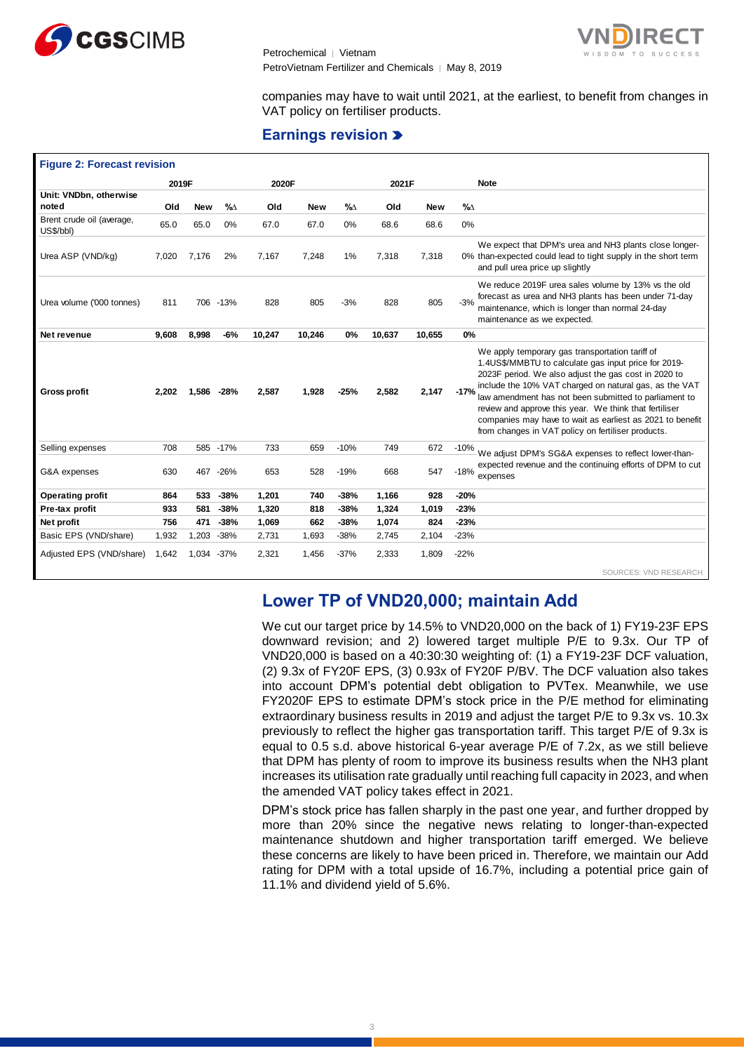companies may have to wait until 2021, at the earliest, to benefit from changes in VAT policy on fertiliser products.

## Earnings revision

**Figure 2: Forecast revision**

| Unit: VNDbn, otherwise noted | 2019F Old | 2019F New | %∆ | 2020F Old | 2020F New | %∆ | 2021F Old | 2021F New | %∆ | Note |
|---|---|---|---|---|---|---|---|---|---|---|
| Brent crude oil (average, US$/bbl) | 65.0 | 65.0 | 0% | 67.0 | 67.0 | 0% | 68.6 | 68.6 | 0% | |
| Urea ASP (VND/kg) | 7,020 | 7,176 | 2% | 7,167 | 7,248 | 1% | 7,318 | 7,318 | 0% | We expect that DPM's urea and NH3 plants close longer-than-expected could lead to tight supply in the short term and pull urea price up slightly |
| Urea volume ('000 tonnes) | 811 | 706 | -13% | 828 | 805 | -3% | 828 | 805 | -3% | We reduce 2019F urea sales volume by 13% vs the old forecast as urea and NH3 plants has been under 71-day maintenance, which is longer than normal 24-day maintenance as we expected. |
| **Net revenue** | **9,608** | **8,998** | **-6%** | **10,247** | **10,246** | **0%** | **10,637** | **10,655** | **0%** | |
| **Gross profit** | **2,202** | **1,586** | **-28%** | **2,587** | **1,928** | **-25%** | **2,582** | **2,147** | **-17%** | We apply temporary gas transportation tariff of 1.4US$/MMBTU to calculate gas input price for 2019-2023F period. We also adjust the gas cost in 2020 to include the 10% VAT charged on natural gas, as the VAT law amendment has not been submitted to parliament to review and approve this year. We think that fertiliser companies may have to wait as earliest as 2021 to benefit from changes in VAT policy on fertiliser products. |
| Selling expenses | 708 | 585 | -17% | 733 | 659 | -10% | 749 | 672 | -10% | We adjust DPM's SG&A expenses to reflect lower-than-expected revenue and the continuing efforts of DPM to cut expenses |
| G&A expenses | 630 | 467 | -26% | 653 | 528 | -19% | 668 | 547 | -18% | |
| **Operating profit** | **864** | **533** | **-38%** | **1,201** | **740** | **-38%** | **1,166** | **928** | **-20%** | |
| **Pre-tax profit** | **933** | **581** | **-38%** | **1,320** | **818** | **-38%** | **1,324** | **1,019** | **-23%** | |
| **Net profit** | **756** | **471** | **-38%** | **1,069** | **662** | **-38%** | **1,074** | **824** | **-23%** | |
| Basic EPS (VND/share) | 1,932 | 1,203 | -38% | 2,731 | 1,693 | -38% | 2,745 | 2,104 | -23% | |
| Adjusted EPS (VND/share) | 1,642 | 1,034 | -37% | 2,321 | 1,456 | -37% | 2,333 | 1,809 | -22% | |

SOURCES: VND RESEARCH

## Lower TP of VND20,000; maintain Add

We cut our target price by 14.5% to VND20,000 on the back of 1) FY19-23F EPS downward revision; and 2) lowered target multiple P/E to 9.3x. Our TP of VND20,000 is based on a 40:30:30 weighting of: (1) a FY19-23F DCF valuation, (2) 9.3x of FY20F EPS, (3) 0.93x of FY20F P/BV. The DCF valuation also takes into account DPM's potential debt obligation to PVTex. Meanwhile, we use FY2020F EPS to estimate DPM's stock price in the P/E method for eliminating extraordinary business results in 2019 and adjust the target P/E to 9.3x vs. 10.3x previously to reflect the higher gas transportation tariff. This target P/E of 9.3x is equal to 0.5 s.d. above historical 6-year average P/E of 7.2x, as we still believe that DPM has plenty of room to improve its business results when the NH3 plant increases its utilisation rate gradually until reaching full capacity in 2023, and when the amended VAT policy takes effect in 2021.

DPM's stock price has fallen sharply in the past one year, and further dropped by more than 20% since the negative news relating to longer-than-expected maintenance shutdown and higher transportation tariff emerged. We believe these concerns are likely to have been priced in. Therefore, we maintain our Add rating for DPM with a total upside of 16.7%, including a potential price gain of 11.1% and dividend yield of 5.6%.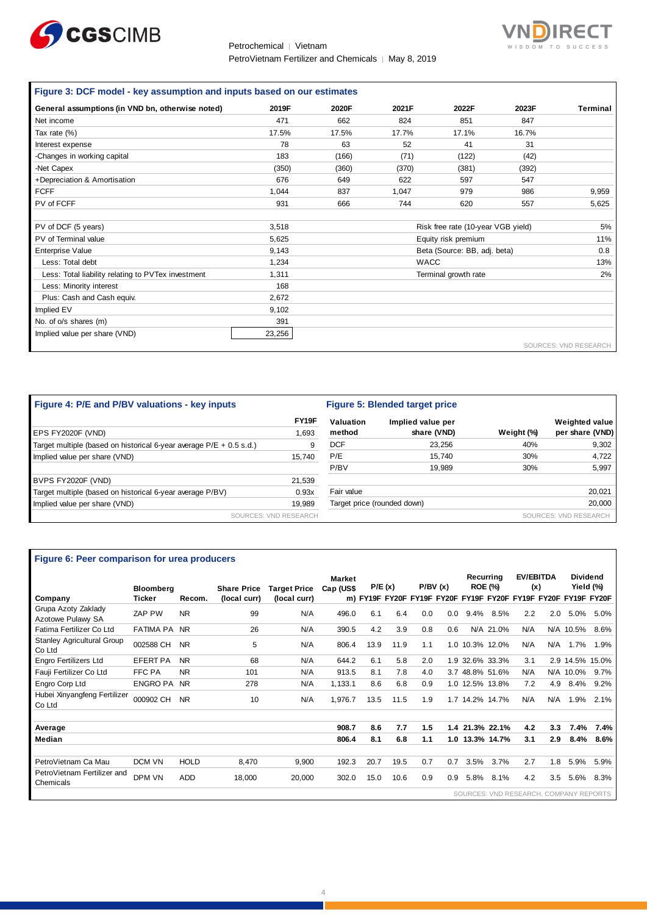## Figure 3: DCF model - key assumption and inputs based on our estimates

| General assumptions (in VND bn, otherwise noted) | 2019F | 2020F | 2021F | 2022F | 2023F | Terminal |
|---|---|---|---|---|---|---|
| Net income | 471 | 662 | 824 | 851 | 847 | |
| Tax rate (%) | 17.5% | 17.5% | 17.7% | 17.1% | 16.7% | |
| Interest expense | 78 | 63 | 52 | 41 | 31 | |
| -Changes in working capital | 183 | (166) | (71) | (122) | (42) | |
| -Net Capex | (350) | (360) | (370) | (381) | (392) | |
| +Depreciation & Amortisation | 676 | 649 | 622 | 597 | 547 | |
| FCFF | 1,044 | 837 | 1,047 | 979 | 986 | 9,959 |
| PV of FCFF | 931 | 666 | 744 | 620 | 557 | 5,625 |

| | | | |
|---|---|---|---|
| PV of DCF (5 years) | 3,518 | Risk free rate (10-year VGB yield) | 5% |
| PV of Terminal value | 5,625 | Equity risk premium | 11% |
| Enterprise Value | 9,143 | Beta (Source: BB, adj. beta) | 0.8 |
| Less: Total debt | 1,234 | WACC | 13% |
| Less: Total liability relating to PVTex investment | 1,311 | Terminal growth rate | 2% |
| Less: Minority interest | 168 | | |
| Plus: Cash and Cash equiv. | 2,672 | | |
| Implied EV | 9,102 | | |
| No. of o/s shares (m) | 391 | | |
| Implied value per share (VND) | 23,256 | | |

SOURCES: VND RESEARCH

## Figure 4: P/E and P/BV valuations - key inputs

| | FY19F |
|---|---|
| EPS FY2020F (VND) | 1,693 |
| Target multiple (based on historical 6-year average P/E + 0.5 s.d.) | 9 |
| Implied value per share (VND) | 15,740 |
| | |
| BVPS FY2020F (VND) | 21,539 |
| Target multiple (based on historical 6-year average P/BV) | 0.93x |
| Implied value per share (VND) | 19,989 |

SOURCES: VND RESEARCH

## Figure 5: Blended target price

| Valuation method | Implied value per share (VND) | Weight (%) | Weighted value per share (VND) |
|---|---|---|---|
| DCF | 23,256 | 40% | 9,302 |
| P/E | 15,740 | 30% | 4,722 |
| P/BV | 19,989 | 30% | 5,997 |
| | | | |
| Fair value | | | 20,021 |
| Target price (rounded down) | | | 20,000 |

SOURCES: VND RESEARCH

## Figure 6: Peer comparison for urea producers

| Company | Bloomberg Ticker | Recom. | Share Price (local curr) | Target Price (local curr) | Market Cap (US$ m) | P/E (x) FY19F | P/E (x) FY20F | P/BV (x) FY19F | P/BV (x) FY20F | Recurring ROE (%) FY19F | Recurring ROE (%) FY20F | EV/EBITDA (x) FY19F | EV/EBITDA (x) FY20F | Dividend Yield (%) FY19F | Dividend Yield (%) FY20F |
|---|---|---|---|---|---|---|---|---|---|---|---|---|---|---|---|
| Grupa Azoty Zaklady Azotowe Pulawy SA | ZAP PW | NR | 99 | N/A | 496.0 | 6.1 | 6.4 | 0.0 | 0.0 | 9.4% | 8.5% | 2.2 | 2.0 | 5.0% | 5.0% |
| Fatima Fertilizer Co Ltd | FATIMA PA | NR | 26 | N/A | 390.5 | 4.2 | 3.9 | 0.8 | 0.6 | N/A | 21.0% | N/A | N/A | 10.5% | 8.6% |
| Stanley Agricultural Group Co Ltd | 002588 CH | NR | 5 | N/A | 806.4 | 13.9 | 11.9 | 1.1 | 1.0 | 10.3% | 12.0% | N/A | N/A | 1.7% | 1.9% |
| Engro Fertilizers Ltd | EFERT PA | NR | 68 | N/A | 644.2 | 6.1 | 5.8 | 2.0 | 1.9 | 32.6% | 33.3% | 3.1 | 2.9 | 14.5% | 15.0% |
| Fauji Fertilizer Co Ltd | FFC PA | NR | 101 | N/A | 913.5 | 8.1 | 7.8 | 4.0 | 3.7 | 48.8% | 51.6% | N/A | N/A | 10.0% | 9.7% |
| Engro Corp Ltd | ENGRO PA | NR | 278 | N/A | 1,133.1 | 8.6 | 6.8 | 0.9 | 1.0 | 12.5% | 13.8% | 7.2 | 4.9 | 8.4% | 9.2% |
| Hubei Xinyangfeng Fertilizer Co Ltd | 000902 CH | NR | 10 | N/A | 1,976.7 | 13.5 | 11.5 | 1.9 | 1.7 | 14.2% | 14.7% | N/A | N/A | 1.9% | 2.1% |
| | | | | | | | | | | | | | | | |
| **Average** | | | | | **908.7** | **8.6** | **7.7** | **1.5** | **1.4** | **21.3%** | **22.1%** | **4.2** | **3.3** | **7.4%** | **7.4%** |
| **Median** | | | | | **806.4** | **8.1** | **6.8** | **1.1** | **1.0** | **13.3%** | **14.7%** | **3.1** | **2.9** | **8.4%** | **8.6%** |
| | | | | | | | | | | | | | | | |
| PetroVietnam Ca Mau | DCM VN | HOLD | 8,470 | 9,900 | 192.3 | 20.7 | 19.5 | 0.7 | 0.7 | 3.5% | 3.7% | 2.7 | 1.8 | 5.9% | 5.9% |
| PetroVietnam Fertilizer and Chemicals | DPM VN | ADD | 18,000 | 20,000 | 302.0 | 15.0 | 10.6 | 0.9 | 0.9 | 5.8% | 8.1% | 4.2 | 3.5 | 5.6% | 8.3% |

SOURCES: VND RESEARCH, COMPANY REPORTS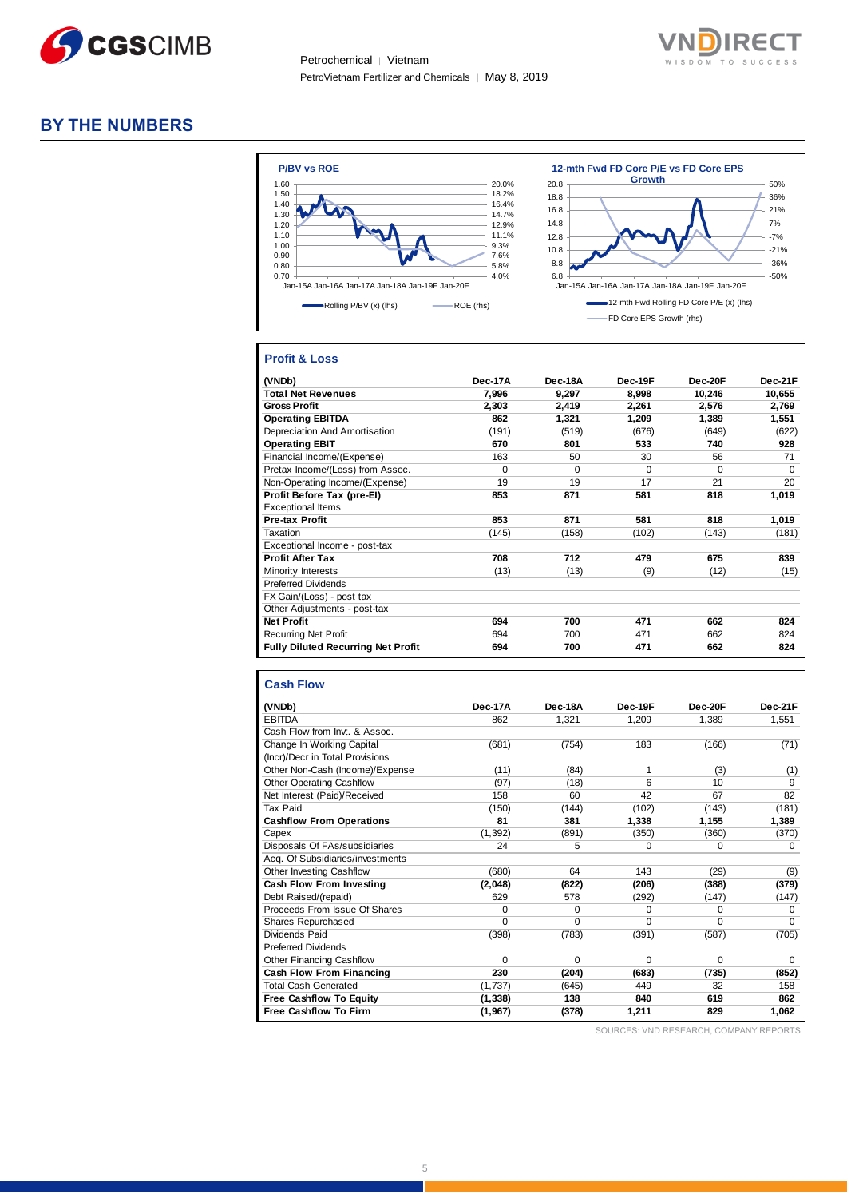## BY THE NUMBERS

**P/BV vs ROE**

Rolling P/BV (x) (lhs) — ROE (rhs)

**12-mth Fwd FD Core P/E vs FD Core EPS Growth**

12-mth Fwd Rolling FD Core P/E (x) (lhs) — FD Core EPS Growth (rhs)

### Profit & Loss

| (VNDb) | Dec-17A | Dec-18A | Dec-19F | Dec-20F | Dec-21F |
|---|---|---|---|---|---|
| **Total Net Revenues** | **7,996** | **9,297** | **8,998** | **10,246** | **10,655** |
| **Gross Profit** | **2,303** | **2,419** | **2,261** | **2,576** | **2,769** |
| **Operating EBITDA** | **862** | **1,321** | **1,209** | **1,389** | **1,551** |
| Depreciation And Amortisation | (191) | (519) | (676) | (649) | (622) |
| **Operating EBIT** | **670** | **801** | **533** | **740** | **928** |
| Financial Income/(Expense) | 163 | 50 | 30 | 56 | 71 |
| Pretax Income/(Loss) from Assoc. | 0 | 0 | 0 | 0 | 0 |
| Non-Operating Income/(Expense) | 19 | 19 | 17 | 21 | 20 |
| **Profit Before Tax (pre-EI)** | **853** | **871** | **581** | **818** | **1,019** |
| Exceptional Items | | | | | |
| **Pre-tax Profit** | **853** | **871** | **581** | **818** | **1,019** |
| Taxation | (145) | (158) | (102) | (143) | (181) |
| Exceptional Income - post-tax | | | | | |
| **Profit After Tax** | **708** | **712** | **479** | **675** | **839** |
| Minority Interests | (13) | (13) | (9) | (12) | (15) |
| Preferred Dividends | | | | | |
| FX Gain/(Loss) - post tax | | | | | |
| Other Adjustments - post-tax | | | | | |
| **Net Profit** | **694** | **700** | **471** | **662** | **824** |
| Recurring Net Profit | 694 | 700 | 471 | 662 | 824 |
| **Fully Diluted Recurring Net Profit** | **694** | **700** | **471** | **662** | **824** |

### Cash Flow

| (VNDb) | Dec-17A | Dec-18A | Dec-19F | Dec-20F | Dec-21F |
|---|---|---|---|---|---|
| EBITDA | 862 | 1,321 | 1,209 | 1,389 | 1,551 |
| Cash Flow from Invt. & Assoc. | | | | | |
| Change In Working Capital | (681) | (754) | 183 | (166) | (71) |
| (Incr)/Decr in Total Provisions | | | | | |
| Other Non-Cash (Income)/Expense | (11) | (84) | 1 | (3) | (1) |
| Other Operating Cashflow | (97) | (18) | 6 | 10 | 9 |
| Net Interest (Paid)/Received | 158 | 60 | 42 | 67 | 82 |
| Tax Paid | (150) | (144) | (102) | (143) | (181) |
| **Cashflow From Operations** | **81** | **381** | **1,338** | **1,155** | **1,389** |
| Capex | (1,392) | (891) | (350) | (360) | (370) |
| Disposals Of FAs/subsidiaries | 24 | 5 | 0 | 0 | 0 |
| Acq. Of Subsidiaries/investments | | | | | |
| Other Investing Cashflow | (680) | 64 | 143 | (29) | (9) |
| **Cash Flow From Investing** | **(2,048)** | **(822)** | **(206)** | **(388)** | **(379)** |
| Debt Raised/(repaid) | 629 | 578 | (292) | (147) | (147) |
| Proceeds From Issue Of Shares | 0 | 0 | 0 | 0 | 0 |
| Shares Repurchased | 0 | 0 | 0 | 0 | 0 |
| Dividends Paid | (398) | (783) | (391) | (587) | (705) |
| Preferred Dividends | | | | | |
| Other Financing Cashflow | 0 | 0 | 0 | 0 | 0 |
| **Cash Flow From Financing** | **230** | **(204)** | **(683)** | **(735)** | **(852)** |
| Total Cash Generated | (1,737) | (645) | 449 | 32 | 158 |
| **Free Cashflow To Equity** | **(1,338)** | **138** | **840** | **619** | **862** |
| **Free Cashflow To Firm** | **(1,967)** | **(378)** | **1,211** | **829** | **1,062** |

SOURCES: VND RESEARCH, COMPANY REPORTS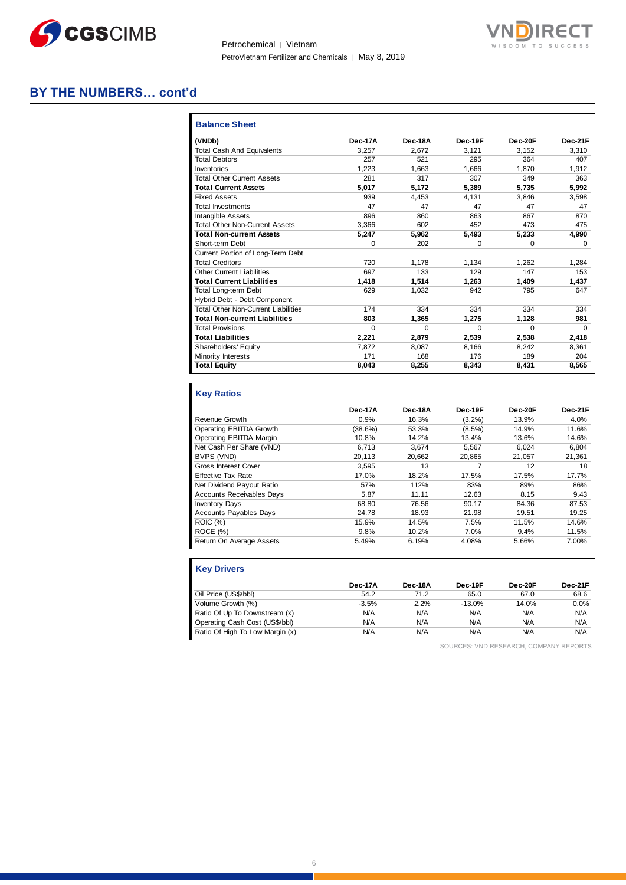## BY THE NUMBERS… cont'd

### Balance Sheet

| (VNDb) | Dec-17A | Dec-18A | Dec-19F | Dec-20F | Dec-21F |
|---|---|---|---|---|---|
| Total Cash And Equivalents | 3,257 | 2,672 | 3,121 | 3,152 | 3,310 |
| Total Debtors | 257 | 521 | 295 | 364 | 407 |
| Inventories | 1,223 | 1,663 | 1,666 | 1,870 | 1,912 |
| Total Other Current Assets | 281 | 317 | 307 | 349 | 363 |
| **Total Current Assets** | **5,017** | **5,172** | **5,389** | **5,735** | **5,992** |
| Fixed Assets | 939 | 4,453 | 4,131 | 3,846 | 3,598 |
| Total Investments | 47 | 47 | 47 | 47 | 47 |
| Intangible Assets | 896 | 860 | 863 | 867 | 870 |
| Total Other Non-Current Assets | 3,366 | 602 | 452 | 473 | 475 |
| **Total Non-current Assets** | **5,247** | **5,962** | **5,493** | **5,233** | **4,990** |
| Short-term Debt | 0 | 202 | 0 | 0 | 0 |
| Current Portion of Long-Term Debt | | | | | |
| Total Creditors | 720 | 1,178 | 1,134 | 1,262 | 1,284 |
| Other Current Liabilities | 697 | 133 | 129 | 147 | 153 |
| **Total Current Liabilities** | **1,418** | **1,514** | **1,263** | **1,409** | **1,437** |
| Total Long-term Debt | 629 | 1,032 | 942 | 795 | 647 |
| Hybrid Debt - Debt Component | | | | | |
| Total Other Non-Current Liabilities | 174 | 334 | 334 | 334 | 334 |
| **Total Non-current Liabilities** | **803** | **1,365** | **1,275** | **1,128** | **981** |
| Total Provisions | 0 | 0 | 0 | 0 | 0 |
| **Total Liabilities** | **2,221** | **2,879** | **2,539** | **2,538** | **2,418** |
| Shareholders' Equity | 7,872 | 8,087 | 8,166 | 8,242 | 8,361 |
| Minority Interests | 171 | 168 | 176 | 189 | 204 |
| **Total Equity** | **8,043** | **8,255** | **8,343** | **8,431** | **8,565** |

### Key Ratios

| | Dec-17A | Dec-18A | Dec-19F | Dec-20F | Dec-21F |
|---|---|---|---|---|---|
| Revenue Growth | 0.9% | 16.3% | (3.2%) | 13.9% | 4.0% |
| Operating EBITDA Growth | (38.6%) | 53.3% | (8.5%) | 14.9% | 11.6% |
| Operating EBITDA Margin | 10.8% | 14.2% | 13.4% | 13.6% | 14.6% |
| Net Cash Per Share (VND) | 6,713 | 3,674 | 5,567 | 6,024 | 6,804 |
| BVPS (VND) | 20,113 | 20,662 | 20,865 | 21,057 | 21,361 |
| Gross Interest Cover | 3,595 | 13 | 7 | 12 | 18 |
| Effective Tax Rate | 17.0% | 18.2% | 17.5% | 17.5% | 17.7% |
| Net Dividend Payout Ratio | 57% | 112% | 83% | 89% | 86% |
| Accounts Receivables Days | 5.87 | 11.11 | 12.63 | 8.15 | 9.43 |
| Inventory Days | 68.80 | 76.56 | 90.17 | 84.36 | 87.53 |
| Accounts Payables Days | 24.78 | 18.93 | 21.98 | 19.51 | 19.25 |
| ROIC (%) | 15.9% | 14.5% | 7.5% | 11.5% | 14.6% |
| ROCE (%) | 9.8% | 10.2% | 7.0% | 9.4% | 11.5% |
| Return On Average Assets | 5.49% | 6.19% | 4.08% | 5.66% | 7.00% |

### Key Drivers

| | Dec-17A | Dec-18A | Dec-19F | Dec-20F | Dec-21F |
|---|---|---|---|---|---|
| Oil Price (US$/bbl) | 54.2 | 71.2 | 65.0 | 67.0 | 68.6 |
| Volume Growth (%) | -3.5% | 2.2% | -13.0% | 14.0% | 0.0% |
| Ratio Of Up To Downstream (x) | N/A | N/A | N/A | N/A | N/A |
| Operating Cash Cost (US$/bbl) | N/A | N/A | N/A | N/A | N/A |
| Ratio Of High To Low Margin (x) | N/A | N/A | N/A | N/A | N/A |

SOURCES: VND RESEARCH, COMPANY REPORTS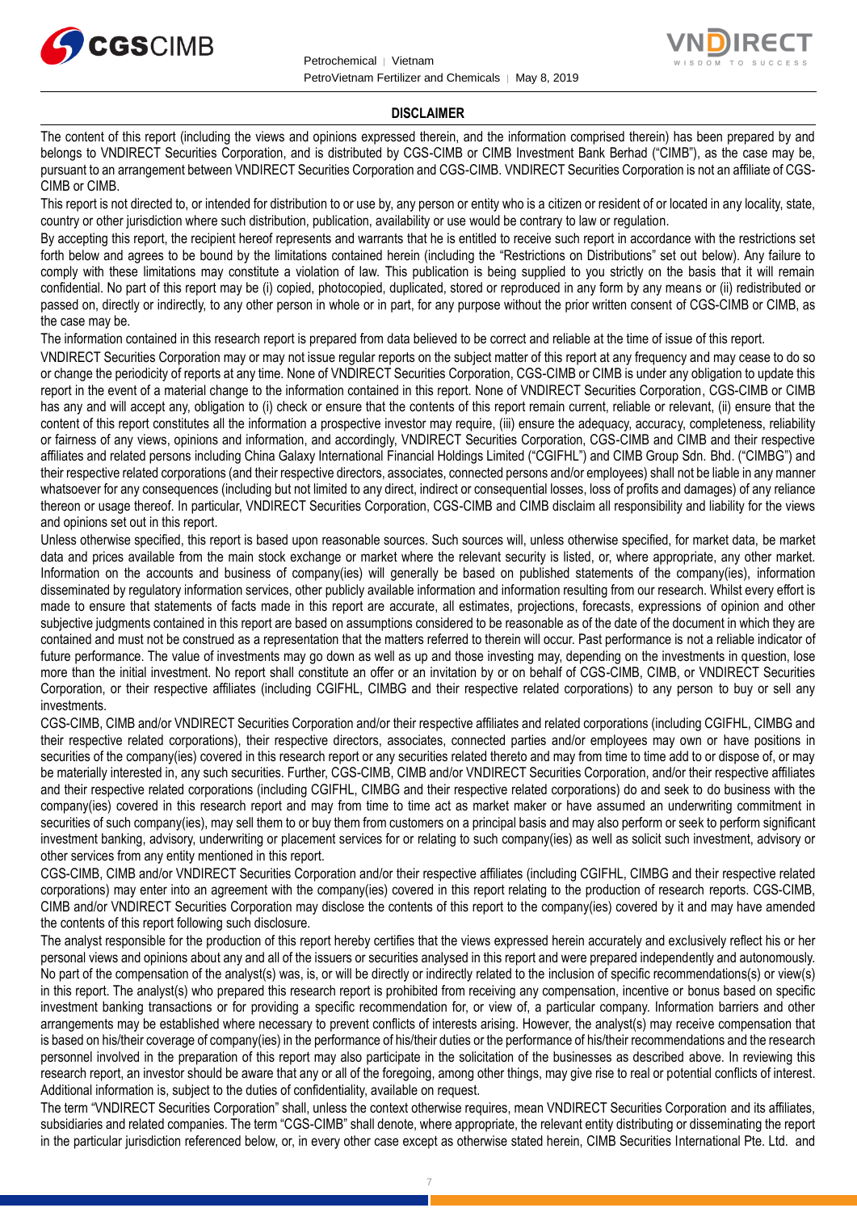**DISCLAIMER**

The content of this report (including the views and opinions expressed therein, and the information comprised therein) has been prepared by and belongs to VNDIRECT Securities Corporation, and is distributed by CGS-CIMB or CIMB Investment Bank Berhad ("CIMB"), as the case may be, pursuant to an arrangement between VNDIRECT Securities Corporation and CGS-CIMB. VNDIRECT Securities Corporation is not an affiliate of CGS-CIMB or CIMB.

This report is not directed to, or intended for distribution to or use by, any person or entity who is a citizen or resident of or located in any locality, state, country or other jurisdiction where such distribution, publication, availability or use would be contrary to law or regulation.

By accepting this report, the recipient hereof represents and warrants that he is entitled to receive such report in accordance with the restrictions set forth below and agrees to be bound by the limitations contained herein (including the "Restrictions on Distributions" set out below). Any failure to comply with these limitations may constitute a violation of law. This publication is being supplied to you strictly on the basis that it will remain confidential. No part of this report may be (i) copied, photocopied, duplicated, stored or reproduced in any form by any means or (ii) redistributed or passed on, directly or indirectly, to any other person in whole or in part, for any purpose without the prior written consent of CGS-CIMB or CIMB, as the case may be.

The information contained in this research report is prepared from data believed to be correct and reliable at the time of issue of this report.

VNDIRECT Securities Corporation may or may not issue regular reports on the subject matter of this report at any frequency and may cease to do so or change the periodicity of reports at any time. None of VNDIRECT Securities Corporation, CGS-CIMB or CIMB is under any obligation to update this report in the event of a material change to the information contained in this report. None of VNDIRECT Securities Corporation, CGS-CIMB or CIMB has any and will accept any, obligation to (i) check or ensure that the contents of this report remain current, reliable or relevant, (ii) ensure that the content of this report constitutes all the information a prospective investor may require, (iii) ensure the adequacy, accuracy, completeness, reliability or fairness of any views, opinions and information, and accordingly, VNDIRECT Securities Corporation, CGS-CIMB and CIMB and their respective affiliates and related persons including China Galaxy International Financial Holdings Limited ("CGIFHL") and CIMB Group Sdn. Bhd. ("CIMBG") and their respective related corporations (and their respective directors, associates, connected persons and/or employees) shall not be liable in any manner whatsoever for any consequences (including but not limited to any direct, indirect or consequential losses, loss of profits and damages) of any reliance thereon or usage thereof. In particular, VNDIRECT Securities Corporation, CGS-CIMB and CIMB disclaim all responsibility and liability for the views and opinions set out in this report.

Unless otherwise specified, this report is based upon reasonable sources. Such sources will, unless otherwise specified, for market data, be market data and prices available from the main stock exchange or market where the relevant security is listed, or, where appropriate, any other market. Information on the accounts and business of company(ies) will generally be based on published statements of the company(ies), information disseminated by regulatory information services, other publicly available information and information resulting from our research. Whilst every effort is made to ensure that statements of facts made in this report are accurate, all estimates, projections, forecasts, expressions of opinion and other subjective judgments contained in this report are based on assumptions considered to be reasonable as of the date of the document in which they are contained and must not be construed as a representation that the matters referred to therein will occur. Past performance is not a reliable indicator of future performance. The value of investments may go down as well as up and those investing may, depending on the investments in question, lose more than the initial investment. No report shall constitute an offer or an invitation by or on behalf of CGS-CIMB, CIMB, or VNDIRECT Securities Corporation, or their respective affiliates (including CGIFHL, CIMBG and their respective related corporations) to any person to buy or sell any investments.

CGS-CIMB, CIMB and/or VNDIRECT Securities Corporation and/or their respective affiliates and related corporations (including CGIFHL, CIMBG and their respective related corporations), their respective directors, associates, connected parties and/or employees may own or have positions in securities of the company(ies) covered in this research report or any securities related thereto and may from time to time add to or dispose of, or may be materially interested in, any such securities. Further, CGS-CIMB, CIMB and/or VNDIRECT Securities Corporation, and/or their respective affiliates and their respective related corporations (including CGIFHL, CIMBG and their respective related corporations) do and seek to do business with the company(ies) covered in this research report and may from time to time act as market maker or have assumed an underwriting commitment in securities of such company(ies), may sell them to or buy them from customers on a principal basis and may also perform or seek to perform significant investment banking, advisory, underwriting or placement services for or relating to such company(ies) as well as solicit such investment, advisory or other services from any entity mentioned in this report.

CGS-CIMB, CIMB and/or VNDIRECT Securities Corporation and/or their respective affiliates (including CGIFHL, CIMBG and their respective related corporations) may enter into an agreement with the company(ies) covered in this report relating to the production of research reports. CGS-CIMB, CIMB and/or VNDIRECT Securities Corporation may disclose the contents of this report to the company(ies) covered by it and may have amended the contents of this report following such disclosure.

The analyst responsible for the production of this report hereby certifies that the views expressed herein accurately and exclusively reflect his or her personal views and opinions about any and all of the issuers or securities analysed in this report and were prepared independently and autonomously. No part of the compensation of the analyst(s) was, is, or will be directly or indirectly related to the inclusion of specific recommendations(s) or view(s) in this report. The analyst(s) who prepared this research report is prohibited from receiving any compensation, incentive or bonus based on specific investment banking transactions or for providing a specific recommendation for, or view of, a particular company. Information barriers and other arrangements may be established where necessary to prevent conflicts of interests arising. However, the analyst(s) may receive compensation that is based on his/their coverage of company(ies) in the performance of his/their duties or the performance of his/their recommendations and the research personnel involved in the preparation of this report may also participate in the solicitation of the businesses as described above. In reviewing this research report, an investor should be aware that any or all of the foregoing, among other things, may give rise to real or potential conflicts of interest. Additional information is, subject to the duties of confidentiality, available on request.

The term "VNDIRECT Securities Corporation" shall, unless the context otherwise requires, mean VNDIRECT Securities Corporation and its affiliates, subsidiaries and related companies. The term "CGS-CIMB" shall denote, where appropriate, the relevant entity distributing or disseminating the report in the particular jurisdiction referenced below, or, in every other case except as otherwise stated herein, CIMB Securities International Pte. Ltd. and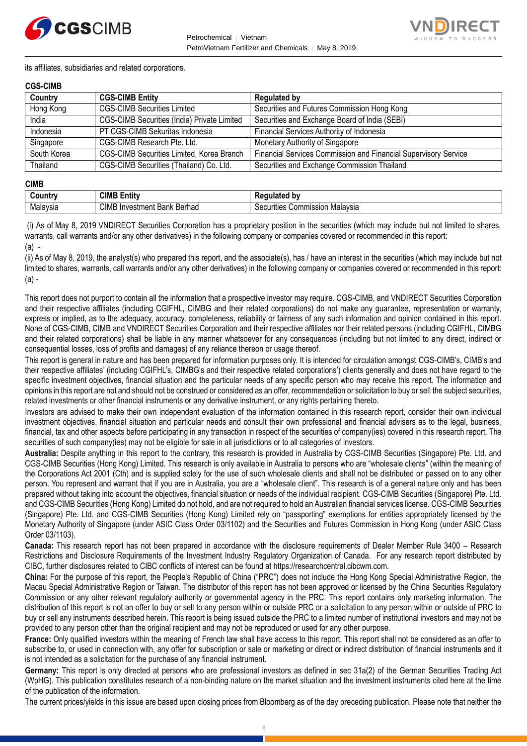its affiliates, subsidiaries and related corporations.

**CGS-CIMB**

| Country | CGS-CIMB Entity | Regulated by |
|---|---|---|
| Hong Kong | CGS-CIMB Securities Limited | Securities and Futures Commission Hong Kong |
| India | CGS-CIMB Securities (India) Private Limited | Securities and Exchange Board of India (SEBI) |
| Indonesia | PT CGS-CIMB Sekuritas Indonesia | Financial Services Authority of Indonesia |
| Singapore | CGS-CIMB Research Pte. Ltd. | Monetary Authority of Singapore |
| South Korea | CGS-CIMB Securities Limited, Korea Branch | Financial Services Commission and Financial Supervisory Service |
| Thailand | CGS-CIMB Securities (Thailand) Co. Ltd. | Securities and Exchange Commission Thailand |

**CIMB**

| Country | CIMB Entity | Regulated by |
|---|---|---|
| Malaysia | CIMB Investment Bank Berhad | Securities Commission Malaysia |

(i) As of May 8, 2019 VNDIRECT Securities Corporation has a proprietary position in the securities (which may include but not limited to shares, warrants, call warrants and/or any other derivatives) in the following company or companies covered or recommended in this report:
(a) -

(ii) As of May 8, 2019, the analyst(s) who prepared this report, and the associate(s), has / have an interest in the securities (which may include but not limited to shares, warrants, call warrants and/or any other derivatives) in the following company or companies covered or recommended in this report:
(a) -

This report does not purport to contain all the information that a prospective investor may require. CGS-CIMB, and VNDIRECT Securities Corporation and their respective affiliates (including CGIFHL, CIMBG and their related corporations) do not make any guarantee, representation or warranty, express or implied, as to the adequacy, accuracy, completeness, reliability or fairness of any such information and opinion contained in this report. None of CGS-CIMB, CIMB and VNDIRECT Securities Corporation and their respective affiliates nor their related persons (including CGIFHL, CIMBG and their related corporations) shall be liable in any manner whatsoever for any consequences (including but not limited to any direct, indirect or consequential losses, loss of profits and damages) of any reliance thereon or usage thereof.

This report is general in nature and has been prepared for information purposes only. It is intended for circulation amongst CGS-CIMB's, CIMB's and their respective affiliates' (including CGIFHL's, CIMBG's and their respective related corporations') clients generally and does not have regard to the specific investment objectives, financial situation and the particular needs of any specific person who may receive this report. The information and opinions in this report are not and should not be construed or considered as an offer, recommendation or solicitation to buy or sell the subject securities, related investments or other financial instruments or any derivative instrument, or any rights pertaining thereto.

Investors are advised to make their own independent evaluation of the information contained in this research report, consider their own individual investment objectives, financial situation and particular needs and consult their own professional and financial advisers as to the legal, business, financial, tax and other aspects before participating in any transaction in respect of the securities of company(ies) covered in this research report. The securities of such company(ies) may not be eligible for sale in all jurisdictions or to all categories of investors.

**Australia:** Despite anything in this report to the contrary, this research is provided in Australia by CGS-CIMB Securities (Singapore) Pte. Ltd. and CGS-CIMB Securities (Hong Kong) Limited. This research is only available in Australia to persons who are "wholesale clients" (within the meaning of the Corporations Act 2001 (Cth) and is supplied solely for the use of such wholesale clients and shall not be distributed or passed on to any other person. You represent and warrant that if you are in Australia, you are a "wholesale client". This research is of a general nature only and has been prepared without taking into account the objectives, financial situation or needs of the individual recipient. CGS-CIMB Securities (Singapore) Pte. Ltd. and CGS-CIMB Securities (Hong Kong) Limited do not hold, and are not required to hold an Australian financial services license. CGS-CIMB Securities (Singapore) Pte. Ltd. and CGS-CIMB Securities (Hong Kong) Limited rely on "passporting" exemptions for entities appropriately licensed by the Monetary Authority of Singapore (under ASIC Class Order 03/1102) and the Securities and Futures Commission in Hong Kong (under ASIC Class Order 03/1103).

**Canada:** This research report has not been prepared in accordance with the disclosure requirements of Dealer Member Rule 3400 – Research Restrictions and Disclosure Requirements of the Investment Industry Regulatory Organization of Canada. For any research report distributed by CIBC, further disclosures related to CIBC conflicts of interest can be found at https://researchcentral.cibcwm.com.

**China:** For the purpose of this report, the People's Republic of China ("PRC") does not include the Hong Kong Special Administrative Region, the Macau Special Administrative Region or Taiwan. The distributor of this report has not been approved or licensed by the China Securities Regulatory Commission or any other relevant regulatory authority or governmental agency in the PRC. This report contains only marketing information. The distribution of this report is not an offer to buy or sell to any person within or outside PRC or a solicitation to any person within or outside of PRC to buy or sell any instruments described herein. This report is being issued outside the PRC to a limited number of institutional investors and may not be provided to any person other than the original recipient and may not be reproduced or used for any other purpose.

**France:** Only qualified investors within the meaning of French law shall have access to this report. This report shall not be considered as an offer to subscribe to, or used in connection with, any offer for subscription or sale or marketing or direct or indirect distribution of financial instruments and it is not intended as a solicitation for the purchase of any financial instrument.

**Germany:** This report is only directed at persons who are professional investors as defined in sec 31a(2) of the German Securities Trading Act (WpHG). This publication constitutes research of a non-binding nature on the market situation and the investment instruments cited here at the time of the publication of the information.

The current prices/yields in this issue are based upon closing prices from Bloomberg as of the day preceding publication. Please note that neither the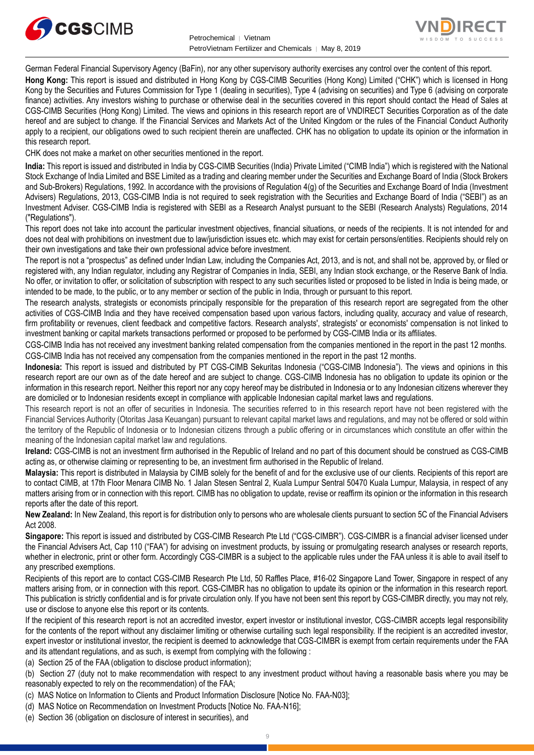German Federal Financial Supervisory Agency (BaFin), nor any other supervisory authority exercises any control over the content of this report.

**Hong Kong:** This report is issued and distributed in Hong Kong by CGS-CIMB Securities (Hong Kong) Limited ("CHK") which is licensed in Hong Kong by the Securities and Futures Commission for Type 1 (dealing in securities), Type 4 (advising on securities) and Type 6 (advising on corporate finance) activities. Any investors wishing to purchase or otherwise deal in the securities covered in this report should contact the Head of Sales at CGS-CIMB Securities (Hong Kong) Limited. The views and opinions in this research report are of VNDIRECT Securities Corporation as of the date hereof and are subject to change. If the Financial Services and Markets Act of the United Kingdom or the rules of the Financial Conduct Authority apply to a recipient, our obligations owed to such recipient therein are unaffected. CHK has no obligation to update its opinion or the information in this research report.

CHK does not make a market on other securities mentioned in the report.

**India:** This report is issued and distributed in India by CGS-CIMB Securities (India) Private Limited ("CIMB India") which is registered with the National Stock Exchange of India Limited and BSE Limited as a trading and clearing member under the Securities and Exchange Board of India (Stock Brokers and Sub-Brokers) Regulations, 1992. In accordance with the provisions of Regulation 4(g) of the Securities and Exchange Board of India (Investment Advisers) Regulations, 2013, CGS-CIMB India is not required to seek registration with the Securities and Exchange Board of India ("SEBI") as an Investment Adviser. CGS-CIMB India is registered with SEBI as a Research Analyst pursuant to the SEBI (Research Analysts) Regulations, 2014 ("Regulations").

This report does not take into account the particular investment objectives, financial situations, or needs of the recipients. It is not intended for and does not deal with prohibitions on investment due to law/jurisdiction issues etc. which may exist for certain persons/entities. Recipients should rely on their own investigations and take their own professional advice before investment.

The report is not a "prospectus" as defined under Indian Law, including the Companies Act, 2013, and is not, and shall not be, approved by, or filed or registered with, any Indian regulator, including any Registrar of Companies in India, SEBI, any Indian stock exchange, or the Reserve Bank of India. No offer, or invitation to offer, or solicitation of subscription with respect to any such securities listed or proposed to be listed in India is being made, or intended to be made, to the public, or to any member or section of the public in India, through or pursuant to this report.

The research analysts, strategists or economists principally responsible for the preparation of this research report are segregated from the other activities of CGS-CIMB India and they have received compensation based upon various factors, including quality, accuracy and value of research, firm profitability or revenues, client feedback and competitive factors. Research analysts', strategists' or economists' compensation is not linked to investment banking or capital markets transactions performed or proposed to be performed by CGS-CIMB India or its affiliates.

CGS-CIMB India has not received any investment banking related compensation from the companies mentioned in the report in the past 12 months.

CGS-CIMB India has not received any compensation from the companies mentioned in the report in the past 12 months.

**Indonesia:** This report is issued and distributed by PT CGS-CIMB Sekuritas Indonesia ("CGS-CIMB Indonesia"). The views and opinions in this research report are our own as of the date hereof and are subject to change. CGS-CIMB Indonesia has no obligation to update its opinion or the information in this research report. Neither this report nor any copy hereof may be distributed in Indonesia or to any Indonesian citizens wherever they are domiciled or to Indonesian residents except in compliance with applicable Indonesian capital market laws and regulations.

This research report is not an offer of securities in Indonesia. The securities referred to in this research report have not been registered with the Financial Services Authority (Otoritas Jasa Keuangan) pursuant to relevant capital market laws and regulations, and may not be offered or sold within the territory of the Republic of Indonesia or to Indonesian citizens through a public offering or in circumstances which constitute an offer within the meaning of the Indonesian capital market law and regulations.

**Ireland:** CGS-CIMB is not an investment firm authorised in the Republic of Ireland and no part of this document should be construed as CGS-CIMB acting as, or otherwise claiming or representing to be, an investment firm authorised in the Republic of Ireland.

**Malaysia:** This report is distributed in Malaysia by CIMB solely for the benefit of and for the exclusive use of our clients. Recipients of this report are to contact CIMB, at 17th Floor Menara CIMB No. 1 Jalan Stesen Sentral 2, Kuala Lumpur Sentral 50470 Kuala Lumpur, Malaysia, in respect of any matters arising from or in connection with this report. CIMB has no obligation to update, revise or reaffirm its opinion or the information in this research reports after the date of this report.

**New Zealand:** In New Zealand, this report is for distribution only to persons who are wholesale clients pursuant to section 5C of the Financial Advisers Act 2008.

**Singapore:** This report is issued and distributed by CGS-CIMB Research Pte Ltd ("CGS-CIMBR"). CGS-CIMBR is a financial adviser licensed under the Financial Advisers Act, Cap 110 ("FAA") for advising on investment products, by issuing or promulgating research analyses or research reports, whether in electronic, print or other form. Accordingly CGS-CIMBR is a subject to the applicable rules under the FAA unless it is able to avail itself to any prescribed exemptions.

Recipients of this report are to contact CGS-CIMB Research Pte Ltd, 50 Raffles Place, #16-02 Singapore Land Tower, Singapore in respect of any matters arising from, or in connection with this report. CGS-CIMBR has no obligation to update its opinion or the information in this research report. This publication is strictly confidential and is for private circulation only. If you have not been sent this report by CGS-CIMBR directly, you may not rely, use or disclose to anyone else this report or its contents.

If the recipient of this research report is not an accredited investor, expert investor or institutional investor, CGS-CIMBR accepts legal responsibility for the contents of the report without any disclaimer limiting or otherwise curtailing such legal responsibility. If the recipient is an accredited investor, expert investor or institutional investor, the recipient is deemed to acknowledge that CGS-CIMBR is exempt from certain requirements under the FAA and its attendant regulations, and as such, is exempt from complying with the following :

(a) Section 25 of the FAA (obligation to disclose product information);

(b) Section 27 (duty not to make recommendation with respect to any investment product without having a reasonable basis where you may be reasonably expected to rely on the recommendation) of the FAA;

(c) MAS Notice on Information to Clients and Product Information Disclosure [Notice No. FAA-N03];

(d) MAS Notice on Recommendation on Investment Products [Notice No. FAA-N16];

(e) Section 36 (obligation on disclosure of interest in securities), and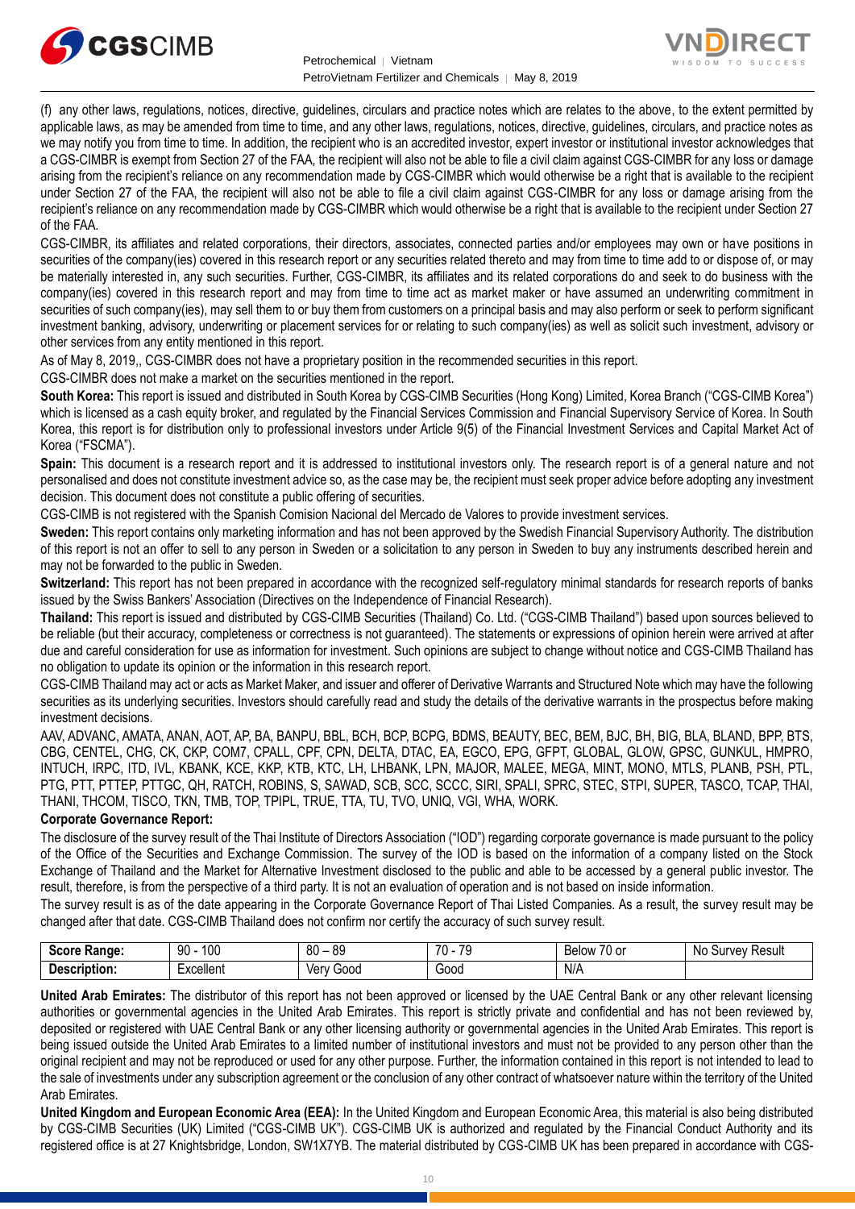(f) any other laws, regulations, notices, directive, guidelines, circulars and practice notes which are relates to the above, to the extent permitted by applicable laws, as may be amended from time to time, and any other laws, regulations, notices, directive, guidelines, circulars, and practice notes as we may notify you from time to time. In addition, the recipient who is an accredited investor, expert investor or institutional investor acknowledges that a CGS-CIMBR is exempt from Section 27 of the FAA, the recipient will also not be able to file a civil claim against CGS-CIMBR for any loss or damage arising from the recipient's reliance on any recommendation made by CGS-CIMBR which would otherwise be a right that is available to the recipient under Section 27 of the FAA, the recipient will also not be able to file a civil claim against CGS-CIMBR for any loss or damage arising from the recipient's reliance on any recommendation made by CGS-CIMBR which would otherwise be a right that is available to the recipient under Section 27 of the FAA.

CGS-CIMBR, its affiliates and related corporations, their directors, associates, connected parties and/or employees may own or have positions in securities of the company(ies) covered in this research report or any securities related thereto and may from time to time add to or dispose of, or may be materially interested in, any such securities. Further, CGS-CIMBR, its affiliates and its related corporations do and seek to do business with the company(ies) covered in this research report and may from time to time act as market maker or have assumed an underwriting commitment in securities of such company(ies), may sell them to or buy them from customers on a principal basis and may also perform or seek to perform significant investment banking, advisory, underwriting or placement services for or relating to such company(ies) as well as solicit such investment, advisory or other services from any entity mentioned in this report.

As of May 8, 2019,, CGS-CIMBR does not have a proprietary position in the recommended securities in this report.

CGS-CIMBR does not make a market on the securities mentioned in the report.

**South Korea:** This report is issued and distributed in South Korea by CGS-CIMB Securities (Hong Kong) Limited, Korea Branch ("CGS-CIMB Korea") which is licensed as a cash equity broker, and regulated by the Financial Services Commission and Financial Supervisory Service of Korea. In South Korea, this report is for distribution only to professional investors under Article 9(5) of the Financial Investment Services and Capital Market Act of Korea ("FSCMA").

**Spain:** This document is a research report and it is addressed to institutional investors only. The research report is of a general nature and not personalised and does not constitute investment advice so, as the case may be, the recipient must seek proper advice before adopting any investment decision. This document does not constitute a public offering of securities.

CGS-CIMB is not registered with the Spanish Comision Nacional del Mercado de Valores to provide investment services.

**Sweden:** This report contains only marketing information and has not been approved by the Swedish Financial Supervisory Authority. The distribution of this report is not an offer to sell to any person in Sweden or a solicitation to any person in Sweden to buy any instruments described herein and may not be forwarded to the public in Sweden.

**Switzerland:** This report has not been prepared in accordance with the recognized self-regulatory minimal standards for research reports of banks issued by the Swiss Bankers' Association (Directives on the Independence of Financial Research).

**Thailand:** This report is issued and distributed by CGS-CIMB Securities (Thailand) Co. Ltd. ("CGS-CIMB Thailand") based upon sources believed to be reliable (but their accuracy, completeness or correctness is not guaranteed). The statements or expressions of opinion herein were arrived at after due and careful consideration for use as information for investment. Such opinions are subject to change without notice and CGS-CIMB Thailand has no obligation to update its opinion or the information in this research report.

CGS-CIMB Thailand may act or acts as Market Maker, and issuer and offerer of Derivative Warrants and Structured Note which may have the following securities as its underlying securities. Investors should carefully read and study the details of the derivative warrants in the prospectus before making investment decisions.

AAV, ADVANC, AMATA, ANAN, AOT, AP, BA, BANPU, BBL, BCH, BCP, BCPG, BDMS, BEAUTY, BEC, BEM, BJC, BH, BIG, BLA, BLAND, BPP, BTS, CBG, CENTEL, CHG, CK, CKP, COM7, CPALL, CPF, CPN, DELTA, DTAC, EA, EGCO, EPG, GFPT, GLOBAL, GLOW, GPSC, GUNKUL, HMPRO, INTUCH, IRPC, ITD, IVL, KBANK, KCE, KKP, KTB, KTC, LH, LHBANK, LPN, MAJOR, MALEE, MEGA, MINT, MONO, MTLS, PLANB, PSH, PTL, PTG, PTT, PTTEP, PTTGC, QH, RATCH, ROBINS, S, SAWAD, SCB, SCC, SCCC, SIRI, SPALI, SPRC, STEC, STPI, SUPER, TASCO, TCAP, THAI, THANI, THCOM, TISCO, TKN, TMB, TOP, TPIPL, TRUE, TTA, TU, TVO, UNIQ, VGI, WHA, WORK.

**Corporate Governance Report:**

The disclosure of the survey result of the Thai Institute of Directors Association ("IOD") regarding corporate governance is made pursuant to the policy of the Office of the Securities and Exchange Commission. The survey of the IOD is based on the information of a company listed on the Stock Exchange of Thailand and the Market for Alternative Investment disclosed to the public and able to be accessed by a general public investor. The result, therefore, is from the perspective of a third party. It is not an evaluation of operation and is not based on inside information.

The survey result is as of the date appearing in the Corporate Governance Report of Thai Listed Companies. As a result, the survey result may be changed after that date. CGS-CIMB Thailand does not confirm nor certify the accuracy of such survey result.

| **Score Range:** | 90 - 100 | 80 – 89 | 70 - 79 | Below 70 or | No Survey Result |
|---|---|---|---|---|---|
| **Description:** | Excellent | Very Good | Good | N/A | |

**United Arab Emirates:** The distributor of this report has not been approved or licensed by the UAE Central Bank or any other relevant licensing authorities or governmental agencies in the United Arab Emirates. This report is strictly private and confidential and has not been reviewed by, deposited or registered with UAE Central Bank or any other licensing authority or governmental agencies in the United Arab Emirates. This report is being issued outside the United Arab Emirates to a limited number of institutional investors and must not be provided to any person other than the original recipient and may not be reproduced or used for any other purpose. Further, the information contained in this report is not intended to lead to the sale of investments under any subscription agreement or the conclusion of any other contract of whatsoever nature within the territory of the United Arab Emirates.

**United Kingdom and European Economic Area (EEA):** In the United Kingdom and European Economic Area, this material is also being distributed by CGS-CIMB Securities (UK) Limited ("CGS-CIMB UK"). CGS-CIMB UK is authorized and regulated by the Financial Conduct Authority and its registered office is at 27 Knightsbridge, London, SW1X7YB. The material distributed by CGS-CIMB UK has been prepared in accordance with CGS-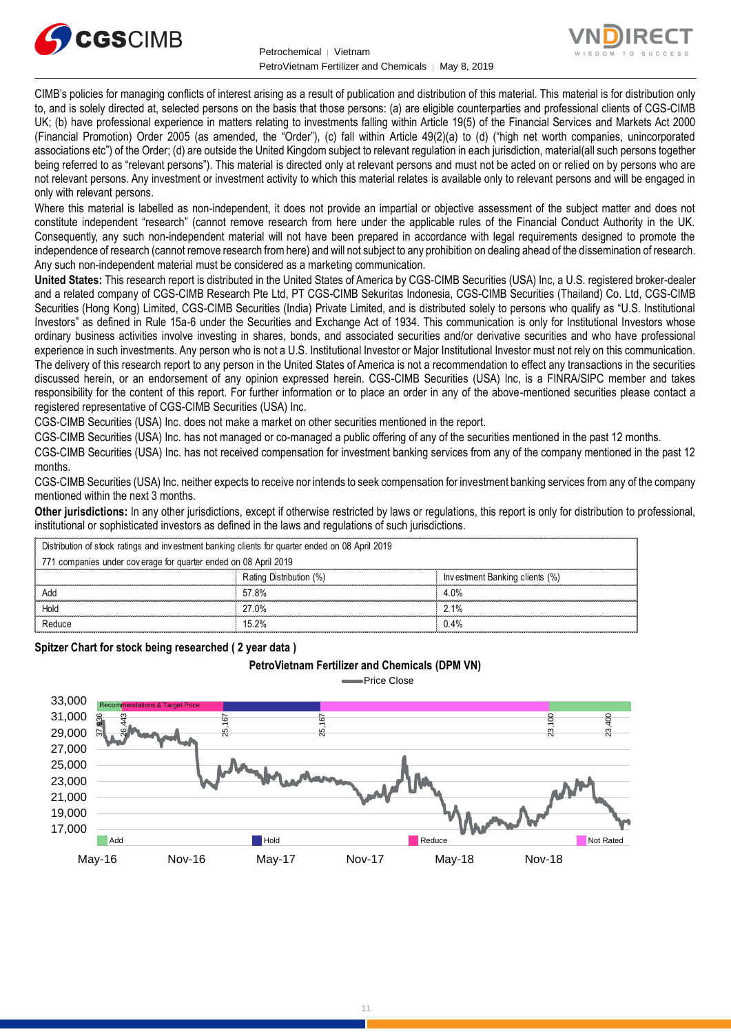CIMB's policies for managing conflicts of interest arising as a result of publication and distribution of this material. This material is for distribution only to, and is solely directed at, selected persons on the basis that those persons: (a) are eligible counterparties and professional clients of CGS-CIMB UK; (b) have professional experience in matters relating to investments falling within Article 19(5) of the Financial Services and Markets Act 2000 (Financial Promotion) Order 2005 (as amended, the "Order"), (c) fall within Article 49(2)(a) to (d) ("high net worth companies, unincorporated associations etc") of the Order; (d) are outside the United Kingdom subject to relevant regulation in each jurisdiction, material(all such persons together being referred to as "relevant persons"). This material is directed only at relevant persons and must not be acted on or relied on by persons who are not relevant persons. Any investment or investment activity to which this material relates is available only to relevant persons and will be engaged in only with relevant persons.

Where this material is labelled as non-independent, it does not provide an impartial or objective assessment of the subject matter and does not constitute independent "research" (cannot remove research from here under the applicable rules of the Financial Conduct Authority in the UK. Consequently, any such non-independent material will not have been prepared in accordance with legal requirements designed to promote the independence of research (cannot remove research from here) and will not subject to any prohibition on dealing ahead of the dissemination of research. Any such non-independent material must be considered as a marketing communication.

**United States:** This research report is distributed in the United States of America by CGS-CIMB Securities (USA) Inc, a U.S. registered broker-dealer and a related company of CGS-CIMB Research Pte Ltd, PT CGS-CIMB Sekuritas Indonesia, CGS-CIMB Securities (Thailand) Co. Ltd, CGS-CIMB Securities (Hong Kong) Limited, CGS-CIMB Securities (India) Private Limited, and is distributed solely to persons who qualify as "U.S. Institutional Investors" as defined in Rule 15a-6 under the Securities and Exchange Act of 1934. This communication is only for Institutional Investors whose ordinary business activities involve investing in shares, bonds, and associated securities and/or derivative securities and who have professional experience in such investments. Any person who is not a U.S. Institutional Investor or Major Institutional Investor must not rely on this communication. The delivery of this research report to any person in the United States of America is not a recommendation to effect any transactions in the securities discussed herein, or an endorsement of any opinion expressed herein. CGS-CIMB Securities (USA) Inc, is a FINRA/SIPC member and takes responsibility for the content of this report. For further information or to place an order in any of the above-mentioned securities please contact a registered representative of CGS-CIMB Securities (USA) Inc.

CGS-CIMB Securities (USA) Inc. does not make a market on other securities mentioned in the report.

CGS-CIMB Securities (USA) Inc. has not managed or co-managed a public offering of any of the securities mentioned in the past 12 months.

CGS-CIMB Securities (USA) Inc. has not received compensation for investment banking services from any of the company mentioned in the past 12 months.

CGS-CIMB Securities (USA) Inc. neither expects to receive nor intends to seek compensation for investment banking services from any of the company mentioned within the next 3 months.

**Other jurisdictions:** In any other jurisdictions, except if otherwise restricted by laws or regulations, this report is only for distribution to professional, institutional or sophisticated investors as defined in the laws and regulations of such jurisdictions.

| Distribution of stock ratings and investment banking clients for quarter ended on 08 April 2019 | | |
|---|---|---|
| 771 companies under coverage for quarter ended on 08 April 2019 | | |
| | Rating Distribution (%) | Investment Banking clients (%) |
| Add | 57.8% | 4.0% |
| Hold | 27.0% | 2.1% |
| Reduce | 15.2% | 0.4% |

**Spitzer Chart for stock being researched ( 2 year data )**

**PetroVietnam Fertilizer and Chemicals (DPM VN)**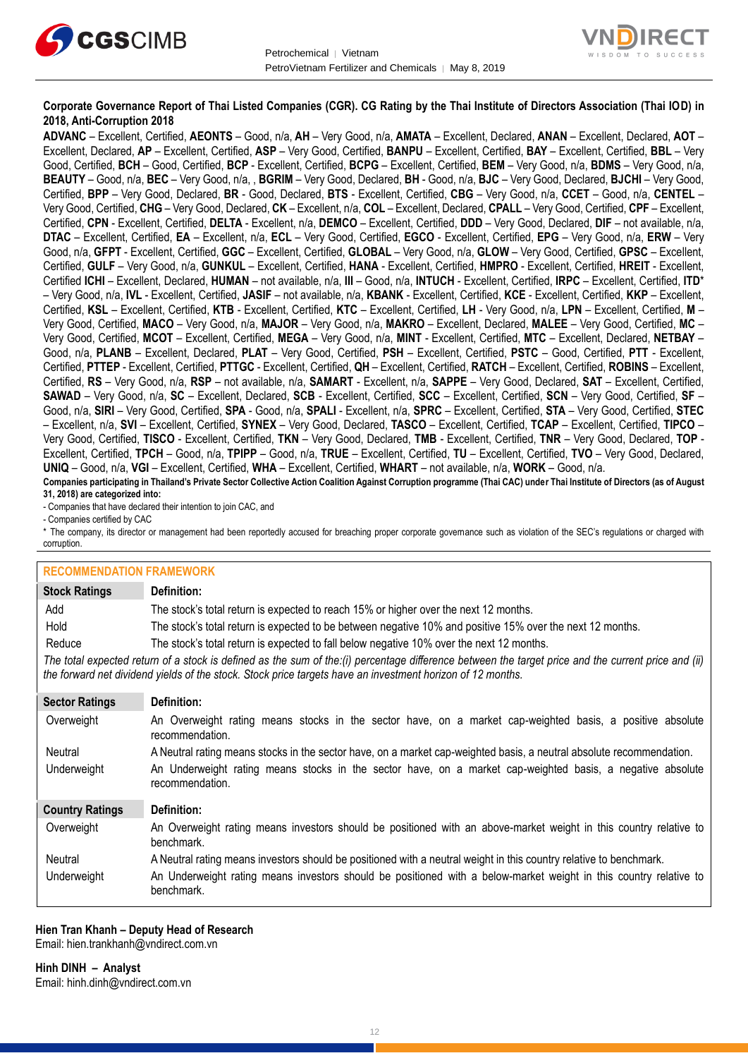**Corporate Governance Report of Thai Listed Companies (CGR). CG Rating by the Thai Institute of Directors Association (Thai IOD) in 2018, Anti-Corruption 2018**

**ADVANC** – Excellent, Certified, **AEONTS** – Good, n/a, **AH** – Very Good, n/a, **AMATA** – Excellent, Declared, **ANAN** – Excellent, Declared, **AOT** – Excellent, Declared, **AP** – Excellent, Certified, **ASP** – Very Good, Certified, **BANPU** – Excellent, Certified, **BAY** – Excellent, Certified, **BBL** – Very Good, Certified, **BCH** – Good, Certified, **BCP** - Excellent, Certified, **BCPG** – Excellent, Certified, **BEM** – Very Good, n/a, **BDMS** – Very Good, n/a, **BEAUTY** – Good, n/a, **BEC** – Very Good, n/a, , **BGRIM** – Very Good, Declared, **BH** - Good, n/a, **BJC** – Very Good, Declared, **BJCHI** – Very Good, Certified, **BPP** – Very Good, Declared, **BR** - Good, Declared, **BTS** - Excellent, Certified, **CBG** – Very Good, n/a, **CCET** – Good, n/a, **CENTEL** – Very Good, Certified, **CHG** – Very Good, Declared, **CK** – Excellent, n/a, **COL** – Excellent, Declared, **CPALL** – Very Good, Certified, **CPF** – Excellent, Certified, **CPN** - Excellent, Certified, **DELTA** - Excellent, n/a, **DEMCO** – Excellent, Certified, **DDD** – Very Good, Declared, **DIF** – not available, n/a, **DTAC** – Excellent, Certified, **EA** – Excellent, n/a, **ECL** – Very Good, Certified, **EGCO** - Excellent, Certified, **EPG** – Very Good, n/a, **ERW** – Very Good, n/a, **GFPT** - Excellent, Certified, **GGC** – Excellent, Certified, **GLOBAL** – Very Good, n/a, **GLOW** – Very Good, Certified, **GPSC** – Excellent, Certified, **GULF** – Very Good, n/a, **GUNKUL** – Excellent, Certified, **HANA** - Excellent, Certified, **HMPRO** - Excellent, Certified, **HREIT** - Excellent, Certified **ICHI** – Excellent, Declared, **HUMAN** – not available, n/a, **III** – Good, n/a, **INTUCH** - Excellent, Certified, **IRPC** – Excellent, Certified, **ITD*** – Very Good, n/a, **IVL** - Excellent, Certified, **JASIF** – not available, n/a, **KBANK** - Excellent, Certified, **KCE** - Excellent, Certified, **KKP** – Excellent, Certified, **KSL** – Excellent, Certified, **KTB** - Excellent, Certified, **KTC** – Excellent, Certified, **LH** - Very Good, n/a, **LPN** – Excellent, Certified, **M** – Very Good, Certified, **MACO** – Very Good, n/a, **MAJOR** – Very Good, n/a, **MAKRO** – Excellent, Declared, **MALEE** – Very Good, Certified, **MC** – Very Good, Certified, **MCOT** – Excellent, Certified, **MEGA** – Very Good, n/a, **MINT** - Excellent, Certified, **MTC** – Excellent, Declared, **NETBAY** – Good, n/a, **PLANB** – Excellent, Declared, **PLAT** – Very Good, Certified, **PSH** – Excellent, Certified, **PSTC** – Good, Certified, **PTT** - Excellent, Certified, **PTTEP** - Excellent, Certified, **PTTGC** - Excellent, Certified, **QH** – Excellent, Certified, **RATCH** – Excellent, Certified, **ROBINS** – Excellent, Certified, **RS** – Very Good, n/a, **RSP** – not available, n/a, **SAMART** - Excellent, n/a, **SAPPE** – Very Good, Declared, **SAT** – Excellent, Certified, **SAWAD** – Very Good, n/a, **SC** – Excellent, Declared, **SCB** - Excellent, Certified, **SCC** – Excellent, Certified, **SCN** – Very Good, Certified, **SF** – Good, n/a, **SIRI** – Very Good, Certified, **SPA** - Good, n/a, **SPALI** - Excellent, n/a, **SPRC** – Excellent, Certified, **STA** – Very Good, Certified, **STEC** – Excellent, n/a, **SVI** – Excellent, Certified, **SYNEX** – Very Good, Declared, **TASCO** – Excellent, Certified, **TCAP** – Excellent, Certified, **TIPCO** – Very Good, Certified, **TISCO** - Excellent, Certified, **TKN** – Very Good, Declared, **TMB** - Excellent, Certified, **TNR** – Very Good, Declared, **TOP** - Excellent, Certified, **TPCH** – Good, n/a, **TPIPP** – Good, n/a, **TRUE** – Excellent, Certified, **TU** – Excellent, Certified, **TVO** – Very Good, Declared, **UNIQ** – Good, n/a, **VGI** – Excellent, Certified, **WHA** – Excellent, Certified, **WHART** – not available, n/a, **WORK** – Good, n/a.

**Companies participating in Thailand's Private Sector Collective Action Coalition Against Corruption programme (Thai CAC) under Thai Institute of Directors (as of August 31, 2018) are categorized into:**

- Companies that have declared their intention to join CAC, and
- Companies certified by CAC

\* The company, its director or management had been reportedly accused for breaching proper corporate governance such as violation of the SEC's regulations or charged with corruption.

**RECOMMENDATION FRAMEWORK**

| Stock Ratings | Definition: |
|---|---|
| Add | The stock's total return is expected to reach 15% or higher over the next 12 months. |
| Hold | The stock's total return is expected to be between negative 10% and positive 15% over the next 12 months. |
| Reduce | The stock's total return is expected to fall below negative 10% over the next 12 months. |

*The total expected return of a stock is defined as the sum of the:(i) percentage difference between the target price and the current price and (ii) the forward net dividend yields of the stock. Stock price targets have an investment horizon of 12 months.*

| Sector Ratings | Definition: |
|---|---|
| Overweight | An Overweight rating means stocks in the sector have, on a market cap-weighted basis, a positive absolute recommendation. |
| Neutral | A Neutral rating means stocks in the sector have, on a market cap-weighted basis, a neutral absolute recommendation. |
| Underweight | An Underweight rating means stocks in the sector have, on a market cap-weighted basis, a negative absolute recommendation. |

| Country Ratings | Definition: |
|---|---|
| Overweight | An Overweight rating means investors should be positioned with an above-market weight in this country relative to benchmark. |
| Neutral | A Neutral rating means investors should be positioned with a neutral weight in this country relative to benchmark. |
| Underweight | An Underweight rating means investors should be positioned with a below-market weight in this country relative to benchmark. |

**Hien Tran Khanh – Deputy Head of Research**
Email: hien.trankhanh@vndirect.com.vn

**Hinh DINH – Analyst**
Email: hinh.dinh@vndirect.com.vn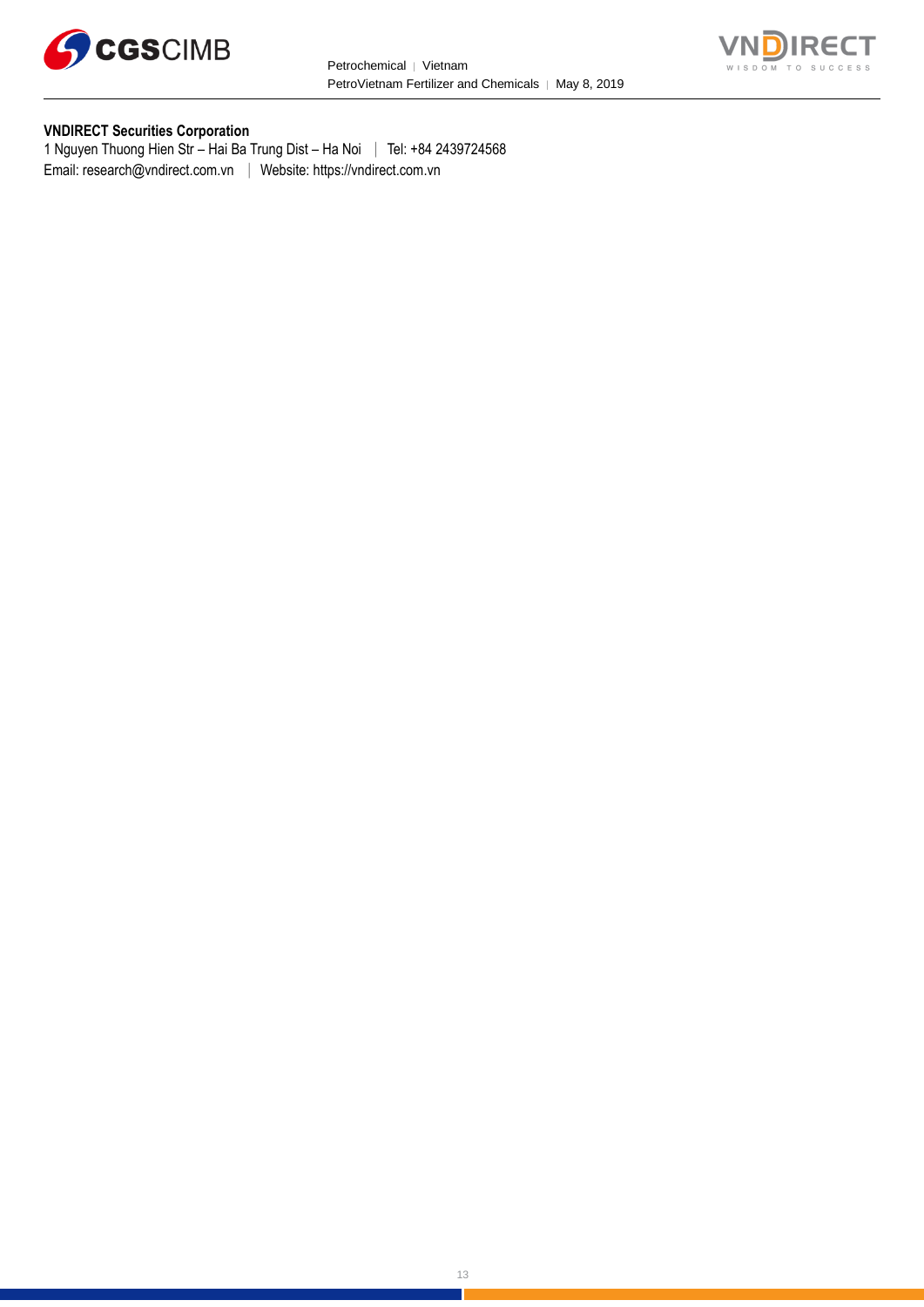**VNDIRECT Securities Corporation**

1 Nguyen Thuong Hien Str – Hai Ba Trung Dist – Ha Noi | Tel: +84 2439724568

Email: research@vndirect.com.vn | Website: https://vndirect.com.vn